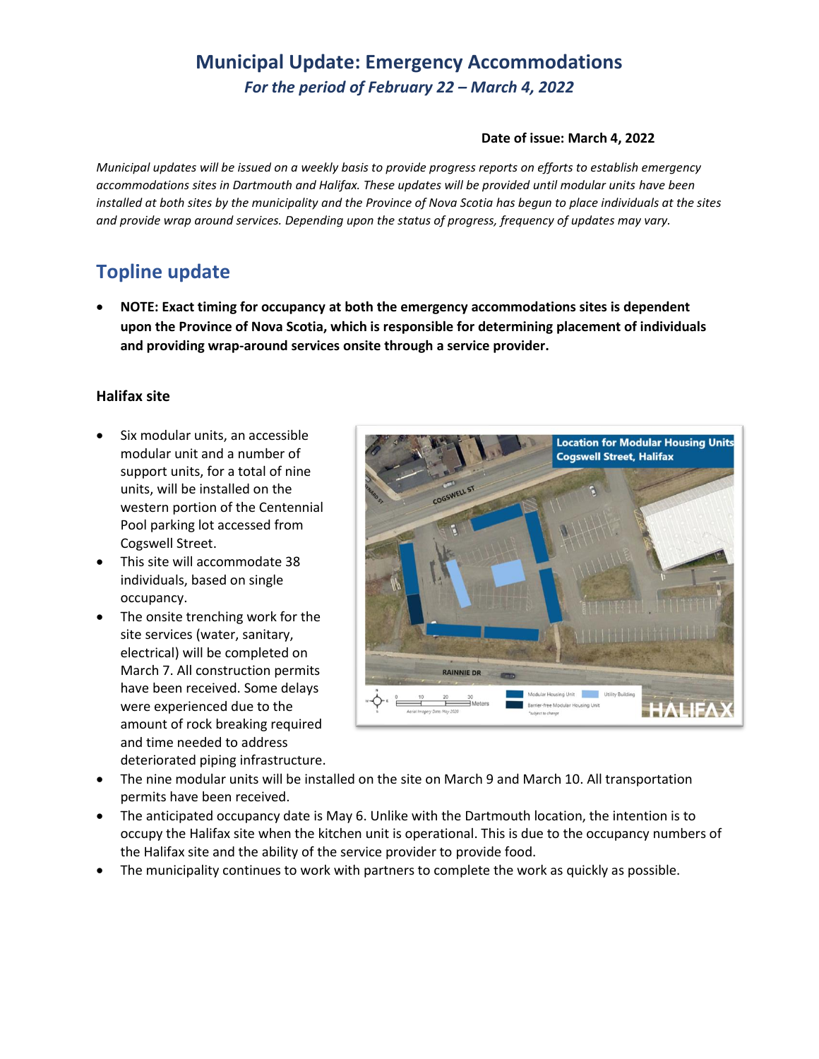# Municipal Update: Emergency Accommodations

*For the period of February 22 – March 4, 2022*

**Date of issue: March 4, 2022**

*Municipal updates will be issued on a weekly basis to provide progress reports on efforts to establish emergency accommodations sites in Dartmouth and Halifax. These updates will be provided until modular units have been installed at both sites by the municipality and the Province of Nova Scotia has begun to place individuals at the sites and provide wrap around services. Depending upon the status of progress, frequency of updates may vary.*

## Topline update

- **NOTE: Exact timing for occupancy at both the emergency accommodations sites is dependent upon the Province of Nova Scotia, which is responsible for determining placement of individuals and providing wrap-around services onsite through a service provider.**

### Halifax site

- Six modular units, an accessible modular unit and a number of support units, for a total of nine units, will be installed on the western portion of the Centennial Pool parking lot accessed from Cogswell Street.
- This site will accommodate 38 individuals, based on single occupancy.
- The onsite trenching work for the site services (water, sanitary, electrical) will be completed on March 7. All construction permits have been received. Some delays were experienced due to the amount of rock breaking required and time needed to address deteriorated piping infrastructure.
- The nine modular units will be installed on the site on March 9 and March 10. All transportation permits have been received.
- The anticipated occupancy date is May 6. Unlike with the Dartmouth location, the intention is to occupy the Halifax site when the kitchen unit is operational. This is due to the occupancy numbers of the Halifax site and the ability of the service provider to provide food.
- The municipality continues to work with partners to complete the work as quickly as possible.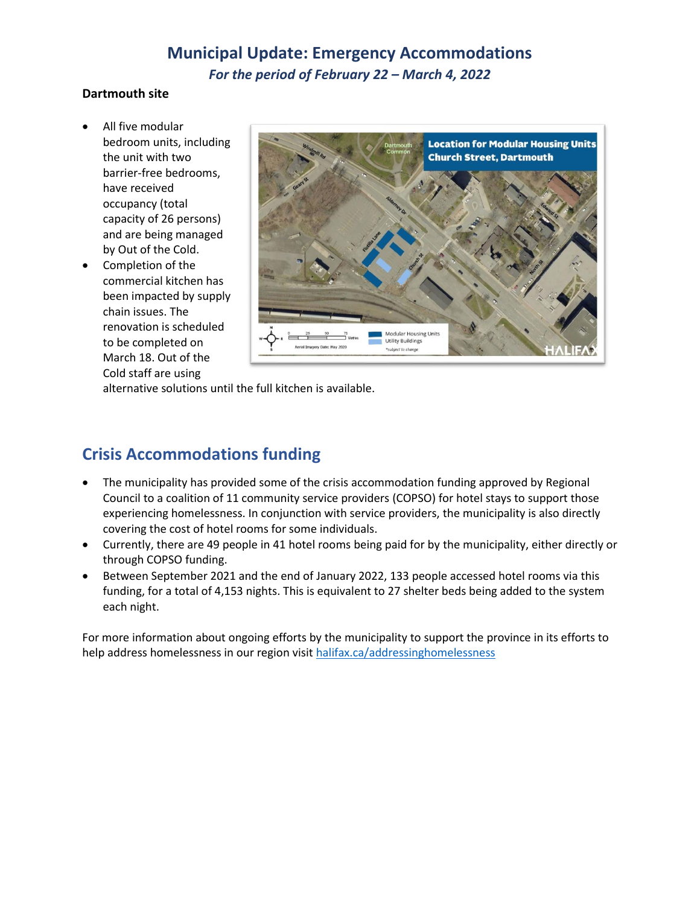# Municipal Update: Emergency Accommodations

*For the period of February 22 – March 4, 2022*

**Dartmouth site**

- All five modular bedroom units, including the unit with two barrier-free bedrooms, have received occupancy (total capacity of 26 persons) and are being managed by Out of the Cold.
- Completion of the commercial kitchen has been impacted by supply chain issues. The renovation is scheduled to be completed on March 18. Out of the Cold staff are using alternative solutions until the full kitchen is available.

## Crisis Accommodations funding

- The municipality has provided some of the crisis accommodation funding approved by Regional Council to a coalition of 11 community service providers (COPSO) for hotel stays to support those experiencing homelessness. In conjunction with service providers, the municipality is also directly covering the cost of hotel rooms for some individuals.
- Currently, there are 49 people in 41 hotel rooms being paid for by the municipality, either directly or through COPSO funding.
- Between September 2021 and the end of January 2022, 133 people accessed hotel rooms via this funding, for a total of 4,153 nights. This is equivalent to 27 shelter beds being added to the system each night.

For more information about ongoing efforts by the municipality to support the province in its efforts to help address homelessness in our region visit [halifax.ca/addressinghomelessness](halifax.ca/addressinghomelessness)